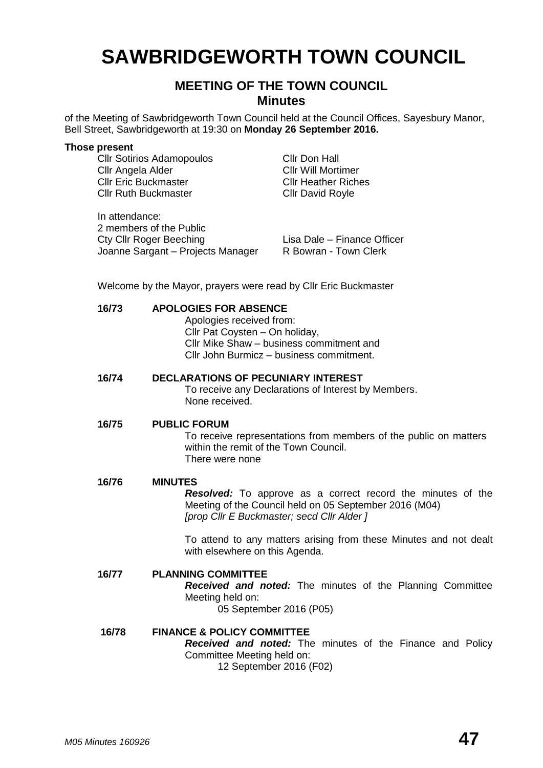# SAWBRIDGEWORTH TOWN COUNCIL

## MEETING OF THE TOWN COUNCIL
### Minutes

of the Meeting of Sawbridgeworth Town Council held at the Council Offices, Sayesbury Manor, Bell Street, Sawbridgeworth at 19:30 on **Monday 26 September 2016.**

**Those present**

Cllr Sotirios Adamopoulos
Cllr Angela Alder
Cllr Eric Buckmaster
Cllr Ruth Buckmaster
Cllr Don Hall
Cllr Will Mortimer
Cllr Heather Riches
Cllr David Royle

In attendance:
2 members of the Public
Cty Cllr Roger Beeching
Joanne Sargant – Projects Manager
Lisa Dale – Finance Officer
R Bowran - Town Clerk

Welcome by the Mayor, prayers were read by Cllr Eric Buckmaster

**16/73 APOLOGIES FOR ABSENCE**

Apologies received from:
Cllr Pat Coysten – On holiday,
Cllr Mike Shaw – business commitment and
Cllr John Burmicz – business commitment.

**16/74 DECLARATIONS OF PECUNIARY INTEREST**

To receive any Declarations of Interest by Members.
None received.

**16/75 PUBLIC FORUM**

To receive representations from members of the public on matters within the remit of the Town Council.
There were none

**16/76 MINUTES**

***Resolved:*** To approve as a correct record the minutes of the Meeting of the Council held on 05 September 2016 (M04)
*[prop Cllr E Buckmaster; secd Cllr Alder ]*

To attend to any matters arising from these Minutes and not dealt with elsewhere on this Agenda.

**16/77 PLANNING COMMITTEE**

***Received and noted:*** The minutes of the Planning Committee Meeting held on:
05 September 2016 (P05)

**16/78 FINANCE & POLICY COMMITTEE**

***Received and noted:*** The minutes of the Finance and Policy Committee Meeting held on:
12 September 2016 (F02)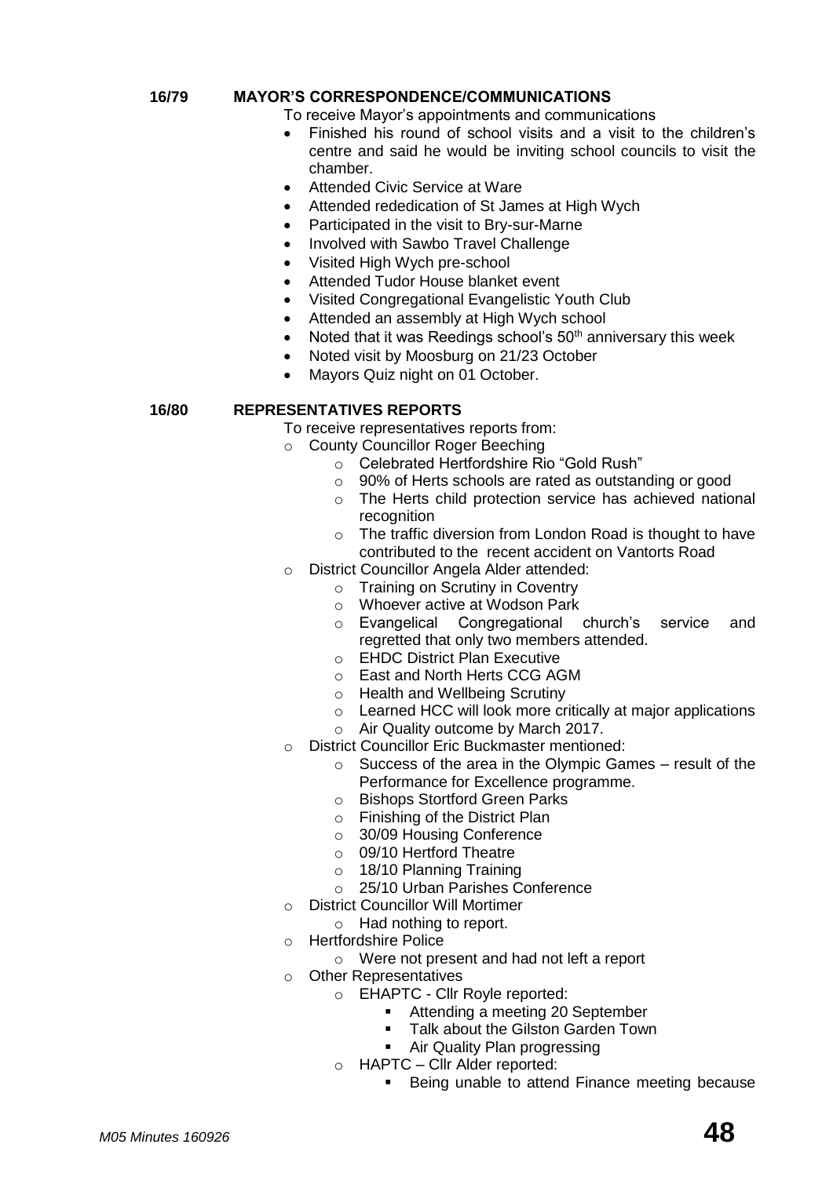**16/79 MAYOR'S CORRESPONDENCE/COMMUNICATIONS**

To receive Mayor's appointments and communications

- Finished his round of school visits and a visit to the children's centre and said he would be inviting school councils to visit the chamber.
- Attended Civic Service at Ware
- Attended rededication of St James at High Wych
- Participated in the visit to Bry-sur-Marne
- Involved with Sawbo Travel Challenge
- Visited High Wych pre-school
- Attended Tudor House blanket event
- Visited Congregational Evangelistic Youth Club
- Attended an assembly at High Wych school
- Noted that it was Reedings school's 50th anniversary this week
- Noted visit by Moosburg on 21/23 October
- Mayors Quiz night on 01 October.

**16/80 REPRESENTATIVES REPORTS**

To receive representatives reports from:

- County Councillor Roger Beeching
  - Celebrated Hertfordshire Rio "Gold Rush"
  - 90% of Herts schools are rated as outstanding or good
  - The Herts child protection service has achieved national recognition
  - The traffic diversion from London Road is thought to have contributed to the recent accident on Vantorts Road
- District Councillor Angela Alder attended:
  - Training on Scrutiny in Coventry
  - Whoever active at Wodson Park
  - Evangelical Congregational church's service and regretted that only two members attended.
  - EHDC District Plan Executive
  - East and North Herts CCG AGM
  - Health and Wellbeing Scrutiny
  - Learned HCC will look more critically at major applications
  - Air Quality outcome by March 2017.
- District Councillor Eric Buckmaster mentioned:
  - Success of the area in the Olympic Games – result of the Performance for Excellence programme.
  - Bishops Stortford Green Parks
  - Finishing of the District Plan
  - 30/09 Housing Conference
  - 09/10 Hertford Theatre
  - 18/10 Planning Training
  - 25/10 Urban Parishes Conference
- District Councillor Will Mortimer
  - Had nothing to report.
- Hertfordshire Police
  - Were not present and had not left a report
- Other Representatives
  - EHAPTC - Cllr Royle reported:
    - Attending a meeting 20 September
    - Talk about the Gilston Garden Town
    - Air Quality Plan progressing
  - HAPTC – Cllr Alder reported:
    - Being unable to attend Finance meeting because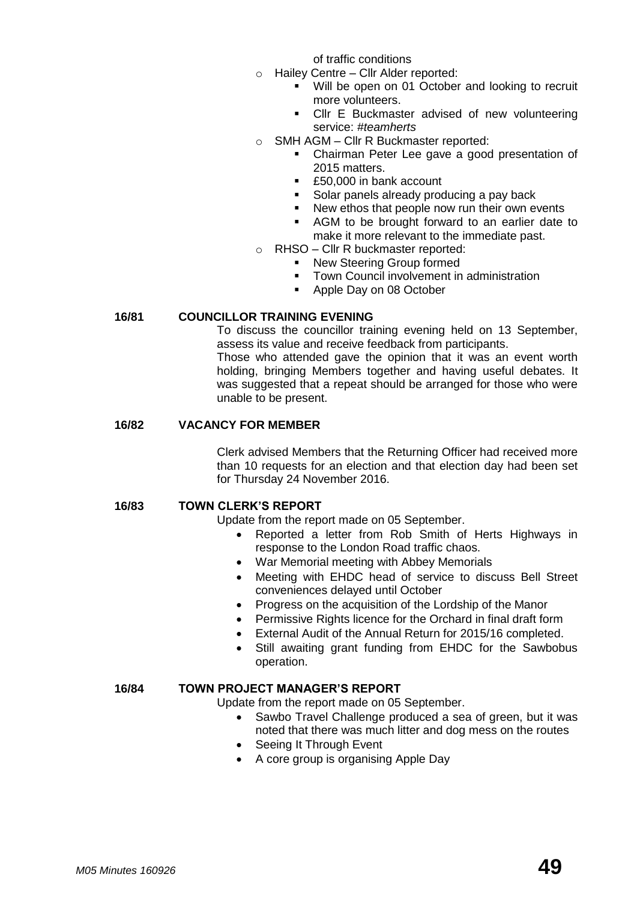of traffic conditions

- Hailey Centre – Cllr Alder reported:
  - Will be open on 01 October and looking to recruit more volunteers.
  - Cllr E Buckmaster advised of new volunteering service: *#teamherts*
- SMH AGM – Cllr R Buckmaster reported:
  - Chairman Peter Lee gave a good presentation of 2015 matters.
  - £50,000 in bank account
  - Solar panels already producing a pay back
  - New ethos that people now run their own events
  - AGM to be brought forward to an earlier date to make it more relevant to the immediate past.
- RHSO – Cllr R buckmaster reported:
  - New Steering Group formed
  - Town Council involvement in administration
  - Apple Day on 08 October

**16/81 COUNCILLOR TRAINING EVENING**

To discuss the councillor training evening held on 13 September, assess its value and receive feedback from participants.

Those who attended gave the opinion that it was an event worth holding, bringing Members together and having useful debates. It was suggested that a repeat should be arranged for those who were unable to be present.

**16/82 VACANCY FOR MEMBER**

Clerk advised Members that the Returning Officer had received more than 10 requests for an election and that election day had been set for Thursday 24 November 2016.

**16/83 TOWN CLERK'S REPORT**

Update from the report made on 05 September.

- Reported a letter from Rob Smith of Herts Highways in response to the London Road traffic chaos.
- War Memorial meeting with Abbey Memorials
- Meeting with EHDC head of service to discuss Bell Street conveniences delayed until October
- Progress on the acquisition of the Lordship of the Manor
- Permissive Rights licence for the Orchard in final draft form
- External Audit of the Annual Return for 2015/16 completed.
- Still awaiting grant funding from EHDC for the Sawbobus operation.

**16/84 TOWN PROJECT MANAGER'S REPORT**

Update from the report made on 05 September.

- Sawbo Travel Challenge produced a sea of green, but it was noted that there was much litter and dog mess on the routes
- Seeing It Through Event
- A core group is organising Apple Day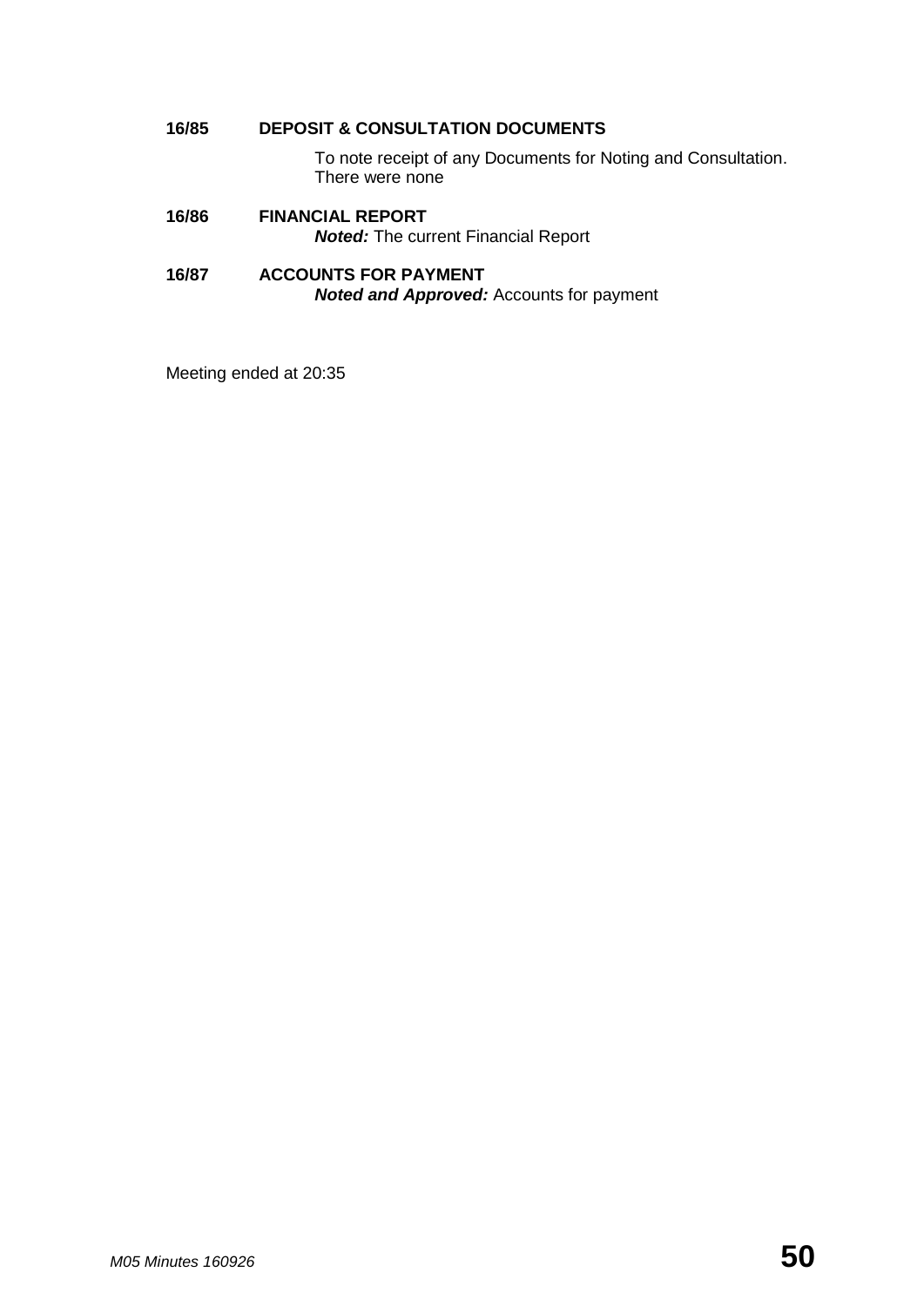**16/85 DEPOSIT & CONSULTATION DOCUMENTS**

To note receipt of any Documents for Noting and Consultation. There were none

**16/86 FINANCIAL REPORT**

***Noted:*** The current Financial Report

**16/87 ACCOUNTS FOR PAYMENT**

***Noted and Approved:*** Accounts for payment

Meeting ended at 20:35